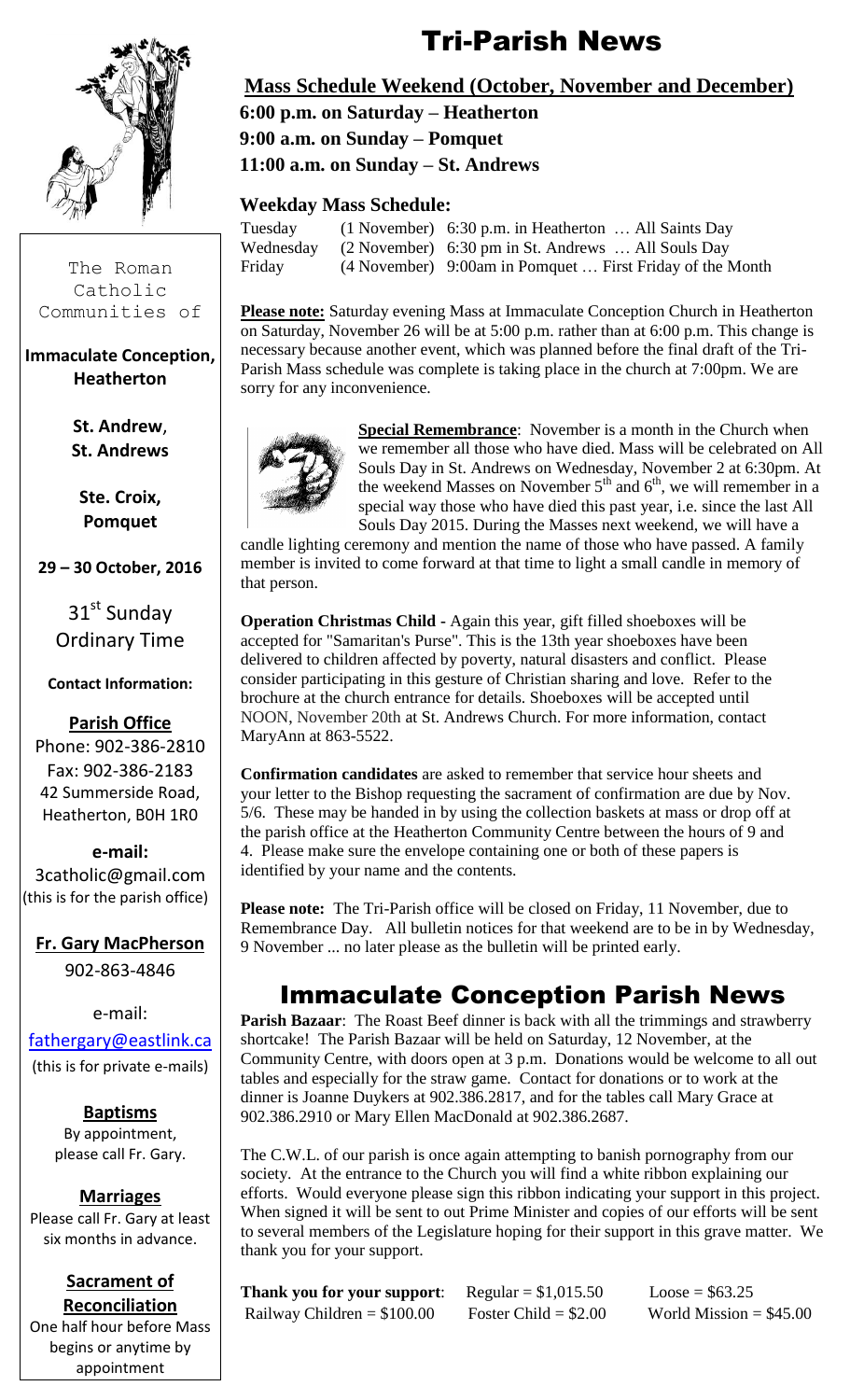# Tri-Parish News

The Roman Catholic Communities of

**Immaculate Conception, Heatherton**

**St. Andrew, St. Andrews**

**Ste. Croix, Pomquet**

**29 – 30 October, 2016**

31st Sunday Ordinary Time

**Contact Information:**

**Parish Office**
Phone: 902-386-2810
Fax: 902-386-2183
42 Summerside Road, Heatherton, B0H 1R0

**e-mail:**
3catholic@gmail.com
(this is for the parish office)

**Fr. Gary MacPherson**
902-863-4846

e-mail:
fathergary@eastlink.ca
(this is for private e-mails)

**Baptisms**
By appointment, please call Fr. Gary.

**Marriages**
Please call Fr. Gary at least six months in advance.

**Sacrament of Reconciliation**
One half hour before Mass begins or anytime by appointment

## Mass Schedule Weekend (October, November and December)

**6:00 p.m. on Saturday – Heatherton**
**9:00 a.m. on Sunday – Pomquet**
**11:00 a.m. on Sunday – St. Andrews**

### Weekday Mass Schedule:

| | | |
|---|---|---|
| Tuesday | (1 November) | 6:30 p.m. in Heatherton … All Saints Day |
| Wednesday | (2 November) | 6:30 pm in St. Andrews … All Souls Day |
| Friday | (4 November) | 9:00am in Pomquet … First Friday of the Month |

**Please note:** Saturday evening Mass at Immaculate Conception Church in Heatherton on Saturday, November 26 will be at 5:00 p.m. rather than at 6:00 p.m. This change is necessary because another event, which was planned before the final draft of the Tri-Parish Mass schedule was complete is taking place in the church at 7:00pm. We are sorry for any inconvenience.

**Special Remembrance**: November is a month in the Church when we remember all those who have died. Mass will be celebrated on All Souls Day in St. Andrews on Wednesday, November 2 at 6:30pm. At the weekend Masses on November 5th and 6th, we will remember in a special way those who have died this past year, i.e. since the last All Souls Day 2015. During the Masses next weekend, we will have a candle lighting ceremony and mention the name of those who have passed. A family member is invited to come forward at that time to light a small candle in memory of that person.

**Operation Christmas Child** - Again this year, gift filled shoeboxes will be accepted for "Samaritan's Purse". This is the 13th year shoeboxes have been delivered to children affected by poverty, natural disasters and conflict. Please consider participating in this gesture of Christian sharing and love. Refer to the brochure at the church entrance for details. Shoeboxes will be accepted until NOON, November 20th at St. Andrews Church. For more information, contact MaryAnn at 863-5522.

**Confirmation candidates** are asked to remember that service hour sheets and your letter to the Bishop requesting the sacrament of confirmation are due by Nov. 5/6. These may be handed in by using the collection baskets at mass or drop off at the parish office at the Heatherton Community Centre between the hours of 9 and 4. Please make sure the envelope containing one or both of these papers is identified by your name and the contents.

**Please note:** The Tri-Parish office will be closed on Friday, 11 November, due to Remembrance Day. All bulletin notices for that weekend are to be in by Wednesday, 9 November ... no later please as the bulletin will be printed early.

# Immaculate Conception Parish News

**Parish Bazaar**: The Roast Beef dinner is back with all the trimmings and strawberry shortcake! The Parish Bazaar will be held on Saturday, 12 November, at the Community Centre, with doors open at 3 p.m. Donations would be welcome to all out tables and especially for the straw game. Contact for donations or to work at the dinner is Joanne Duykers at 902.386.2817, and for the tables call Mary Grace at 902.386.2910 or Mary Ellen MacDonald at 902.386.2687.

The C.W.L. of our parish is once again attempting to banish pornography from our society. At the entrance to the Church you will find a white ribbon explaining our efforts. Would everyone please sign this ribbon indicating your support in this project. When signed it will be sent to out Prime Minister and copies of our efforts will be sent to several members of the Legislature hoping for their support in this grave matter. We thank you for your support.

| | | |
|---|---|---|
| **Thank you for your support**: | Regular = $1,015.50 | Loose = $63.25 |
| Railway Children = $100.00 | Foster Child = $2.00 | World Mission = $45.00 |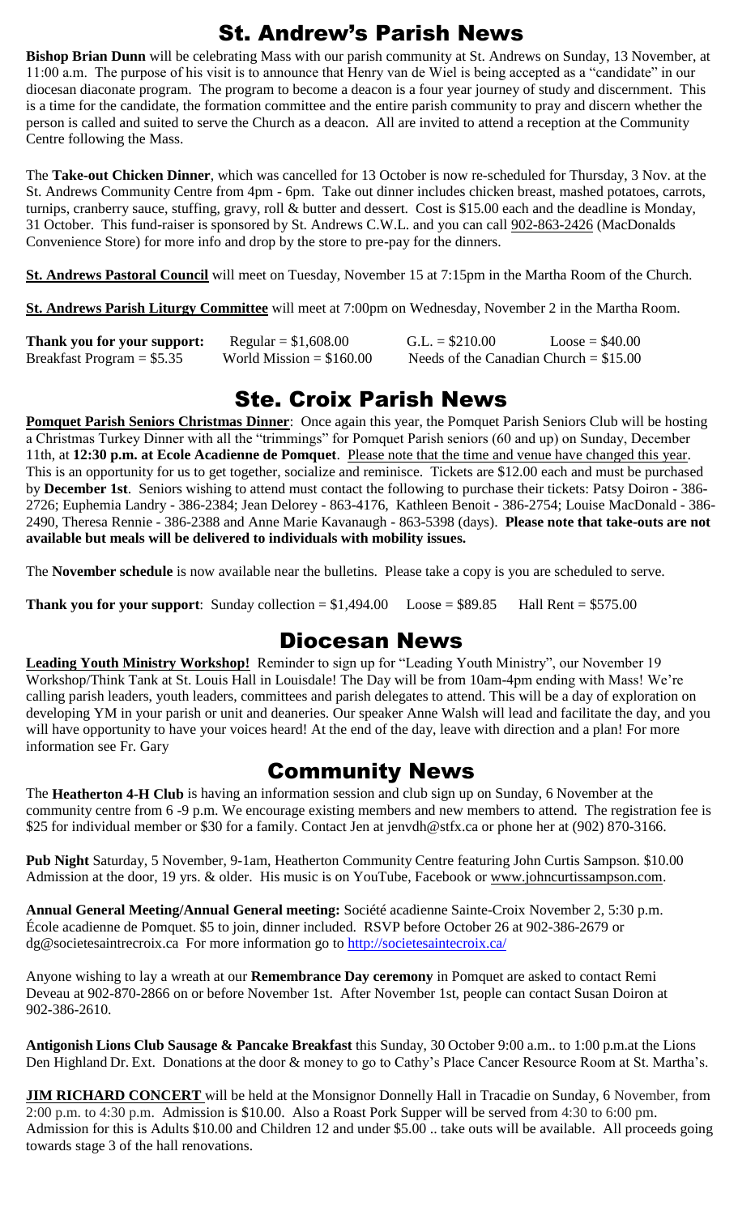# St. Andrew's Parish News

**Bishop Brian Dunn** will be celebrating Mass with our parish community at St. Andrews on Sunday, 13 November, at 11:00 a.m. The purpose of his visit is to announce that Henry van de Wiel is being accepted as a "candidate" in our diocesan diaconate program. The program to become a deacon is a four year journey of study and discernment. This is a time for the candidate, the formation committee and the entire parish community to pray and discern whether the person is called and suited to serve the Church as a deacon. All are invited to attend a reception at the Community Centre following the Mass.

The **Take-out Chicken Dinner**, which was cancelled for 13 October is now re-scheduled for Thursday, 3 Nov. at the St. Andrews Community Centre from 4pm - 6pm. Take out dinner includes chicken breast, mashed potatoes, carrots, turnips, cranberry sauce, stuffing, gravy, roll & butter and dessert. Cost is $15.00 each and the deadline is Monday, 31 October. This fund-raiser is sponsored by St. Andrews C.W.L. and you can call 902-863-2426 (MacDonalds Convenience Store) for more info and drop by the store to pre-pay for the dinners.

**St. Andrews Pastoral Council** will meet on Tuesday, November 15 at 7:15pm in the Martha Room of the Church.

**St. Andrews Parish Liturgy Committee** will meet at 7:00pm on Wednesday, November 2 in the Martha Room.

**Thank you for your support:** Regular = $1,608.00 G.L. = $210.00 Loose = $40.00
Breakfast Program = $5.35 World Mission = $160.00 Needs of the Canadian Church = $15.00

# Ste. Croix Parish News

**Pomquet Parish Seniors Christmas Dinner**: Once again this year, the Pomquet Parish Seniors Club will be hosting a Christmas Turkey Dinner with all the "trimmings" for Pomquet Parish seniors (60 and up) on Sunday, December 11th, at **12:30 p.m. at Ecole Acadienne de Pomquet**. Please note that the time and venue have changed this year. This is an opportunity for us to get together, socialize and reminisce. Tickets are $12.00 each and must be purchased by **December 1st**. Seniors wishing to attend must contact the following to purchase their tickets: Patsy Doiron - 386-2726; Euphemia Landry - 386-2384; Jean Delorey - 863-4176, Kathleen Benoit - 386-2754; Louise MacDonald - 386-2490, Theresa Rennie - 386-2388 and Anne Marie Kavanaugh - 863-5398 (days). **Please note that take-outs are not available but meals will be delivered to individuals with mobility issues.**

The **November schedule** is now available near the bulletins. Please take a copy is you are scheduled to serve.

**Thank you for your support**: Sunday collection = $1,494.00 Loose = $89.85 Hall Rent = $575.00

# Diocesan News

**Leading Youth Ministry Workshop!** Reminder to sign up for "Leading Youth Ministry", our November 19 Workshop/Think Tank at St. Louis Hall in Louisdale! The Day will be from 10am-4pm ending with Mass! We're calling parish leaders, youth leaders, committees and parish delegates to attend. This will be a day of exploration on developing YM in your parish or unit and deaneries. Our speaker Anne Walsh will lead and facilitate the day, and you will have opportunity to have your voices heard! At the end of the day, leave with direction and a plan! For more information see Fr. Gary

# Community News

The **Heatherton 4-H Club** is having an information session and club sign up on Sunday, 6 November at the community centre from 6 -9 p.m. We encourage existing members and new members to attend. The registration fee is $25 for individual member or $30 for a family. Contact Jen at jenvdh@stfx.ca or phone her at (902) 870-3166.

**Pub Night** Saturday, 5 November, 9-1am, Heatherton Community Centre featuring John Curtis Sampson. $10.00 Admission at the door, 19 yrs. & older. His music is on YouTube, Facebook or www.johncurtissampson.com.

**Annual General Meeting/Annual General meeting:** Société acadienne Sainte-Croix November 2, 5:30 p.m. École acadienne de Pomquet. $5 to join, dinner included. RSVP before October 26 at 902-386-2679 or dg@societesaintrecroix.ca For more information go to http://societesaintecroix.ca/

Anyone wishing to lay a wreath at our **Remembrance Day ceremony** in Pomquet are asked to contact Remi Deveau at 902-870-2866 on or before November 1st. After November 1st, people can contact Susan Doiron at 902-386-2610.

**Antigonish Lions Club Sausage & Pancake Breakfast** this Sunday, 30 October 9:00 a.m.. to 1:00 p.m.at the Lions Den Highland Dr. Ext. Donations at the door & money to go to Cathy's Place Cancer Resource Room at St. Martha's.

**JIM RICHARD CONCERT** will be held at the Monsignor Donnelly Hall in Tracadie on Sunday, 6 November, from 2:00 p.m. to 4:30 p.m. Admission is $10.00. Also a Roast Pork Supper will be served from 4:30 to 6:00 pm. Admission for this is Adults $10.00 and Children 12 and under $5.00 .. take outs will be available. All proceeds going towards stage 3 of the hall renovations.